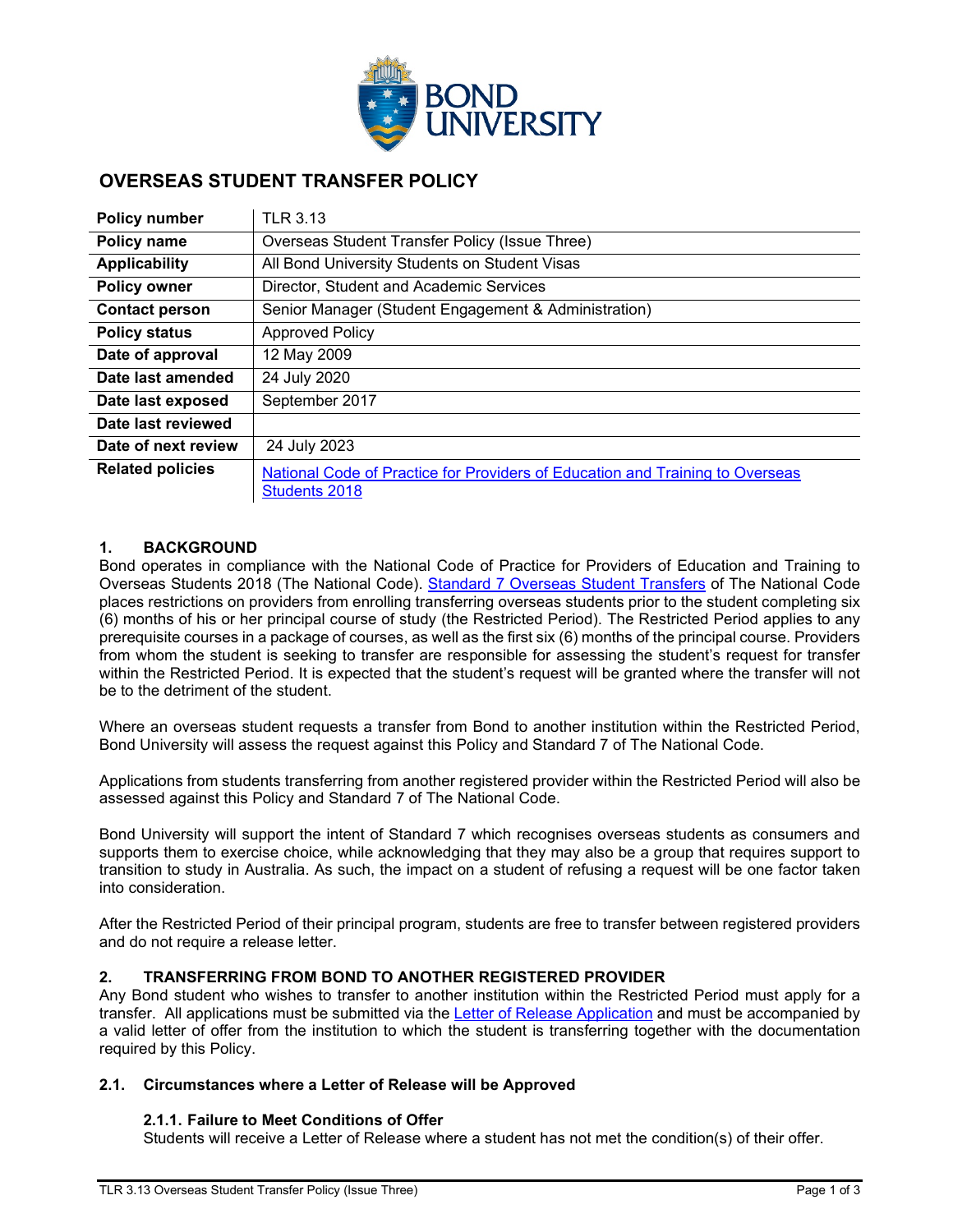# OVERSEAS STUDENT TRANSFER POLICY

| | |
|---|---|
| **Policy number** | TLR 3.13 |
| **Policy name** | Overseas Student Transfer Policy (Issue Three) |
| **Applicability** | All Bond University Students on Student Visas |
| **Policy owner** | Director, Student and Academic Services |
| **Contact person** | Senior Manager (Student Engagement & Administration) |
| **Policy status** | Approved Policy |
| **Date of approval** | 12 May 2009 |
| **Date last amended** | 24 July 2020 |
| **Date last exposed** | September 2017 |
| **Date last reviewed** | |
| **Date of next review** | 24 July 2023 |
| **Related policies** | National Code of Practice for Providers of Education and Training to Overseas Students 2018 |

## 1. BACKGROUND

Bond operates in compliance with the National Code of Practice for Providers of Education and Training to Overseas Students 2018 (The National Code). Standard 7 Overseas Student Transfers of The National Code places restrictions on providers from enrolling transferring overseas students prior to the student completing six (6) months of his or her principal course of study (the Restricted Period). The Restricted Period applies to any prerequisite courses in a package of courses, as well as the first six (6) months of the principal course. Providers from whom the student is seeking to transfer are responsible for assessing the student's request for transfer within the Restricted Period. It is expected that the student's request will be granted where the transfer will not be to the detriment of the student.

Where an overseas student requests a transfer from Bond to another institution within the Restricted Period, Bond University will assess the request against this Policy and Standard 7 of The National Code.

Applications from students transferring from another registered provider within the Restricted Period will also be assessed against this Policy and Standard 7 of The National Code.

Bond University will support the intent of Standard 7 which recognises overseas students as consumers and supports them to exercise choice, while acknowledging that they may also be a group that requires support to transition to study in Australia. As such, the impact on a student of refusing a request will be one factor taken into consideration.

After the Restricted Period of their principal program, students are free to transfer between registered providers and do not require a release letter.

## 2. TRANSFERRING FROM BOND TO ANOTHER REGISTERED PROVIDER

Any Bond student who wishes to transfer to another institution within the Restricted Period must apply for a transfer. All applications must be submitted via the Letter of Release Application and must be accompanied by a valid letter of offer from the institution to which the student is transferring together with the documentation required by this Policy.

### 2.1. Circumstances where a Letter of Release will be Approved

#### 2.1.1. Failure to Meet Conditions of Offer

Students will receive a Letter of Release where a student has not met the condition(s) of their offer.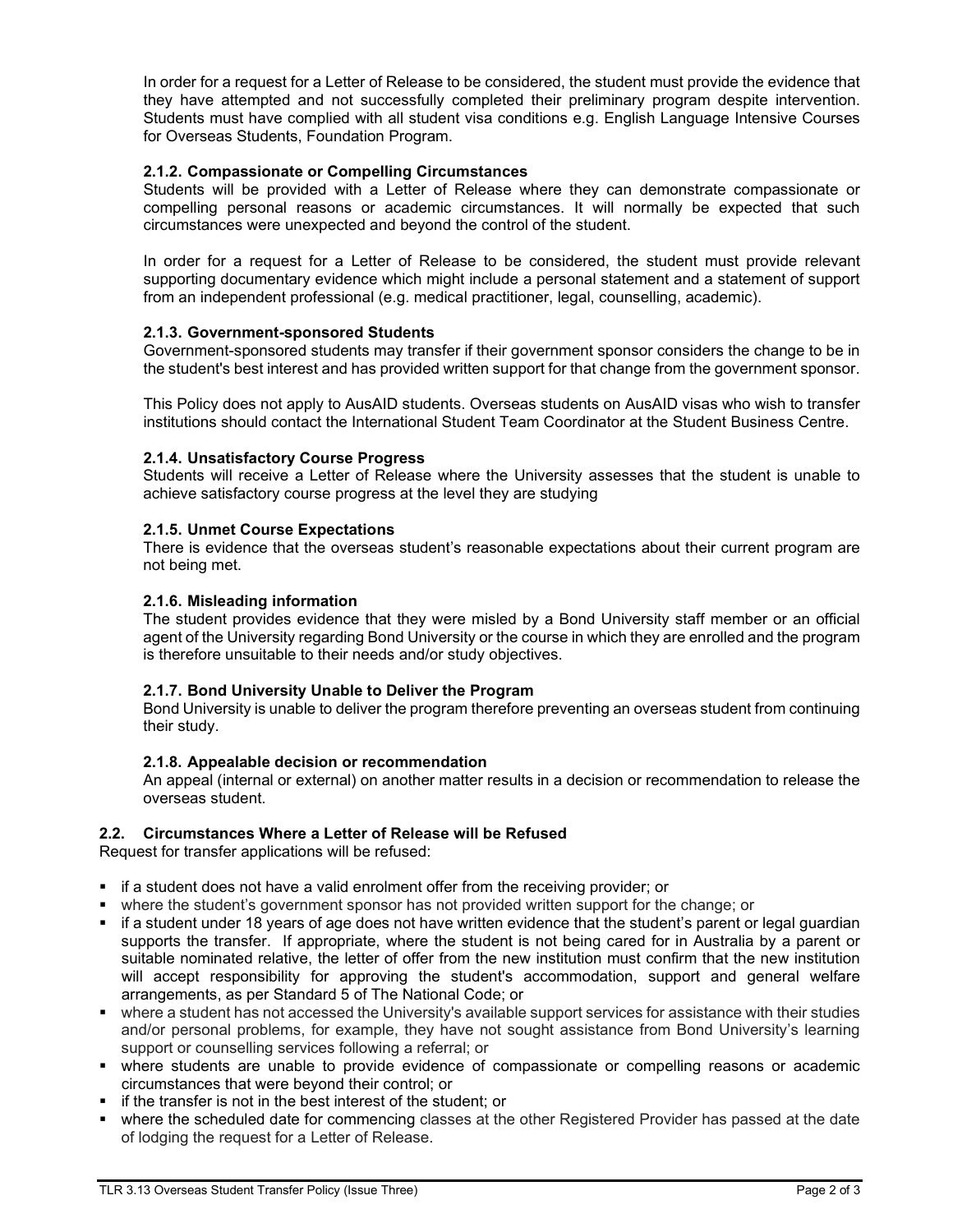In order for a request for a Letter of Release to be considered, the student must provide the evidence that they have attempted and not successfully completed their preliminary program despite intervention. Students must have complied with all student visa conditions e.g. English Language Intensive Courses for Overseas Students, Foundation Program.

#### 2.1.2. Compassionate or Compelling Circumstances

Students will be provided with a Letter of Release where they can demonstrate compassionate or compelling personal reasons or academic circumstances. It will normally be expected that such circumstances were unexpected and beyond the control of the student.

In order for a request for a Letter of Release to be considered, the student must provide relevant supporting documentary evidence which might include a personal statement and a statement of support from an independent professional (e.g. medical practitioner, legal, counselling, academic).

#### 2.1.3. Government-sponsored Students

Government-sponsored students may transfer if their government sponsor considers the change to be in the student's best interest and has provided written support for that change from the government sponsor.

This Policy does not apply to AusAID students. Overseas students on AusAID visas who wish to transfer institutions should contact the International Student Team Coordinator at the Student Business Centre.

#### 2.1.4. Unsatisfactory Course Progress

Students will receive a Letter of Release where the University assesses that the student is unable to achieve satisfactory course progress at the level they are studying

#### 2.1.5. Unmet Course Expectations

There is evidence that the overseas student's reasonable expectations about their current program are not being met.

#### 2.1.6. Misleading information

The student provides evidence that they were misled by a Bond University staff member or an official agent of the University regarding Bond University or the course in which they are enrolled and the program is therefore unsuitable to their needs and/or study objectives.

#### 2.1.7. Bond University Unable to Deliver the Program

Bond University is unable to deliver the program therefore preventing an overseas student from continuing their study.

#### 2.1.8. Appealable decision or recommendation

An appeal (internal or external) on another matter results in a decision or recommendation to release the overseas student.

### 2.2. Circumstances Where a Letter of Release will be Refused

Request for transfer applications will be refused:

- if a student does not have a valid enrolment offer from the receiving provider; or
- where the student's government sponsor has not provided written support for the change; or
- if a student under 18 years of age does not have written evidence that the student's parent or legal guardian supports the transfer. If appropriate, where the student is not being cared for in Australia by a parent or suitable nominated relative, the letter of offer from the new institution must confirm that the new institution will accept responsibility for approving the student's accommodation, support and general welfare arrangements, as per Standard 5 of The National Code; or
- where a student has not accessed the University's available support services for assistance with their studies and/or personal problems, for example, they have not sought assistance from Bond University's learning support or counselling services following a referral; or
- where students are unable to provide evidence of compassionate or compelling reasons or academic circumstances that were beyond their control; or
- if the transfer is not in the best interest of the student; or
- where the scheduled date for commencing classes at the other Registered Provider has passed at the date of lodging the request for a Letter of Release.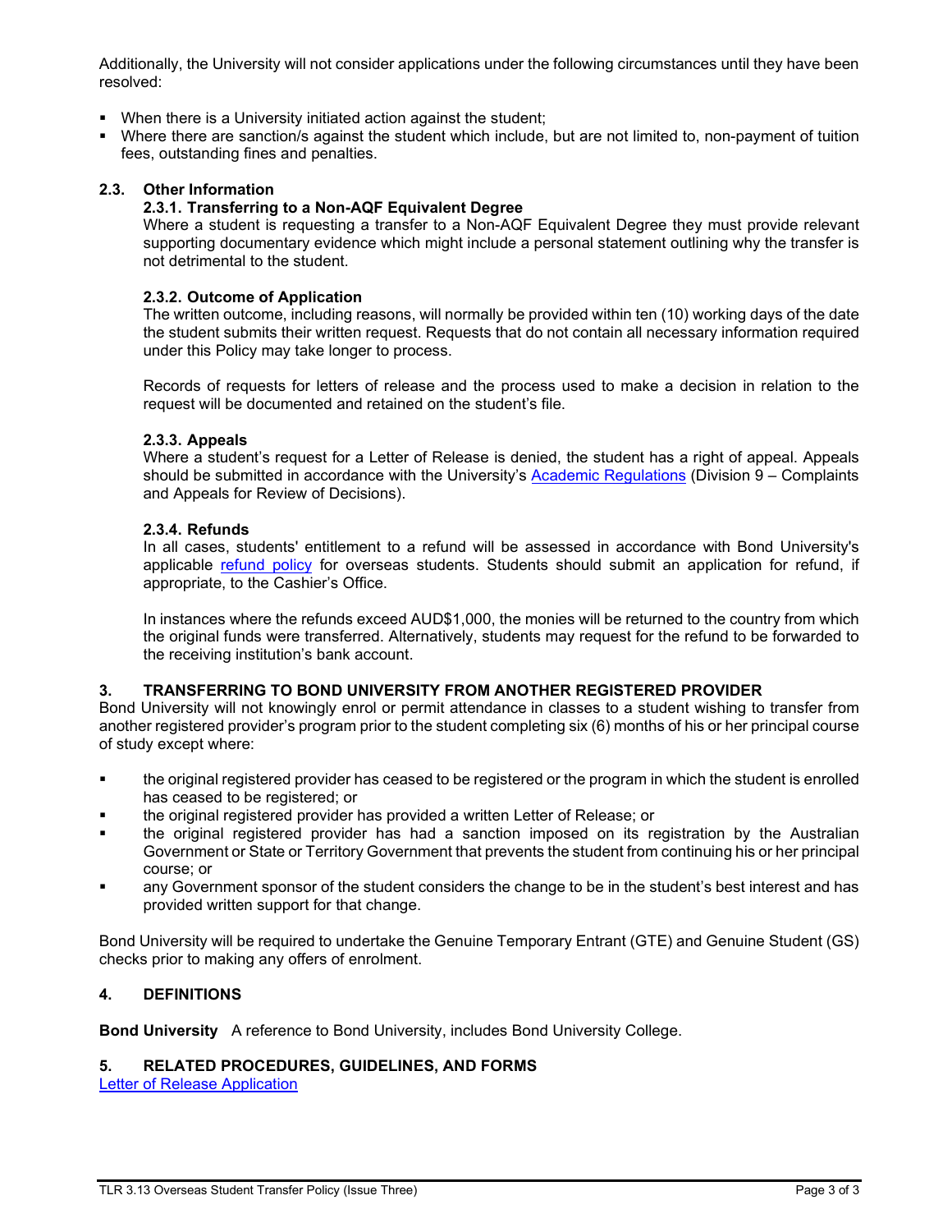Additionally, the University will not consider applications under the following circumstances until they have been resolved:

- When there is a University initiated action against the student;
- Where there are sanction/s against the student which include, but are not limited to, non-payment of tuition fees, outstanding fines and penalties.

### 2.3. Other Information

#### 2.3.1. Transferring to a Non-AQF Equivalent Degree

Where a student is requesting a transfer to a Non-AQF Equivalent Degree they must provide relevant supporting documentary evidence which might include a personal statement outlining why the transfer is not detrimental to the student.

#### 2.3.2. Outcome of Application

The written outcome, including reasons, will normally be provided within ten (10) working days of the date the student submits their written request. Requests that do not contain all necessary information required under this Policy may take longer to process.

Records of requests for letters of release and the process used to make a decision in relation to the request will be documented and retained on the student's file.

#### 2.3.3. Appeals

Where a student's request for a Letter of Release is denied, the student has a right of appeal. Appeals should be submitted in accordance with the University's Academic Regulations (Division 9 – Complaints and Appeals for Review of Decisions).

#### 2.3.4. Refunds

In all cases, students' entitlement to a refund will be assessed in accordance with Bond University's applicable refund policy for overseas students. Students should submit an application for refund, if appropriate, to the Cashier's Office.

In instances where the refunds exceed AUD$1,000, the monies will be returned to the country from which the original funds were transferred. Alternatively, students may request for the refund to be forwarded to the receiving institution's bank account.

## 3. TRANSFERRING TO BOND UNIVERSITY FROM ANOTHER REGISTERED PROVIDER

Bond University will not knowingly enrol or permit attendance in classes to a student wishing to transfer from another registered provider's program prior to the student completing six (6) months of his or her principal course of study except where:

- the original registered provider has ceased to be registered or the program in which the student is enrolled has ceased to be registered; or
- the original registered provider has provided a written Letter of Release; or
- the original registered provider has had a sanction imposed on its registration by the Australian Government or State or Territory Government that prevents the student from continuing his or her principal course; or
- any Government sponsor of the student considers the change to be in the student's best interest and has provided written support for that change.

Bond University will be required to undertake the Genuine Temporary Entrant (GTE) and Genuine Student (GS) checks prior to making any offers of enrolment.

## 4. DEFINITIONS

**Bond University** A reference to Bond University, includes Bond University College.

## 5. RELATED PROCEDURES, GUIDELINES, AND FORMS

Letter of Release Application